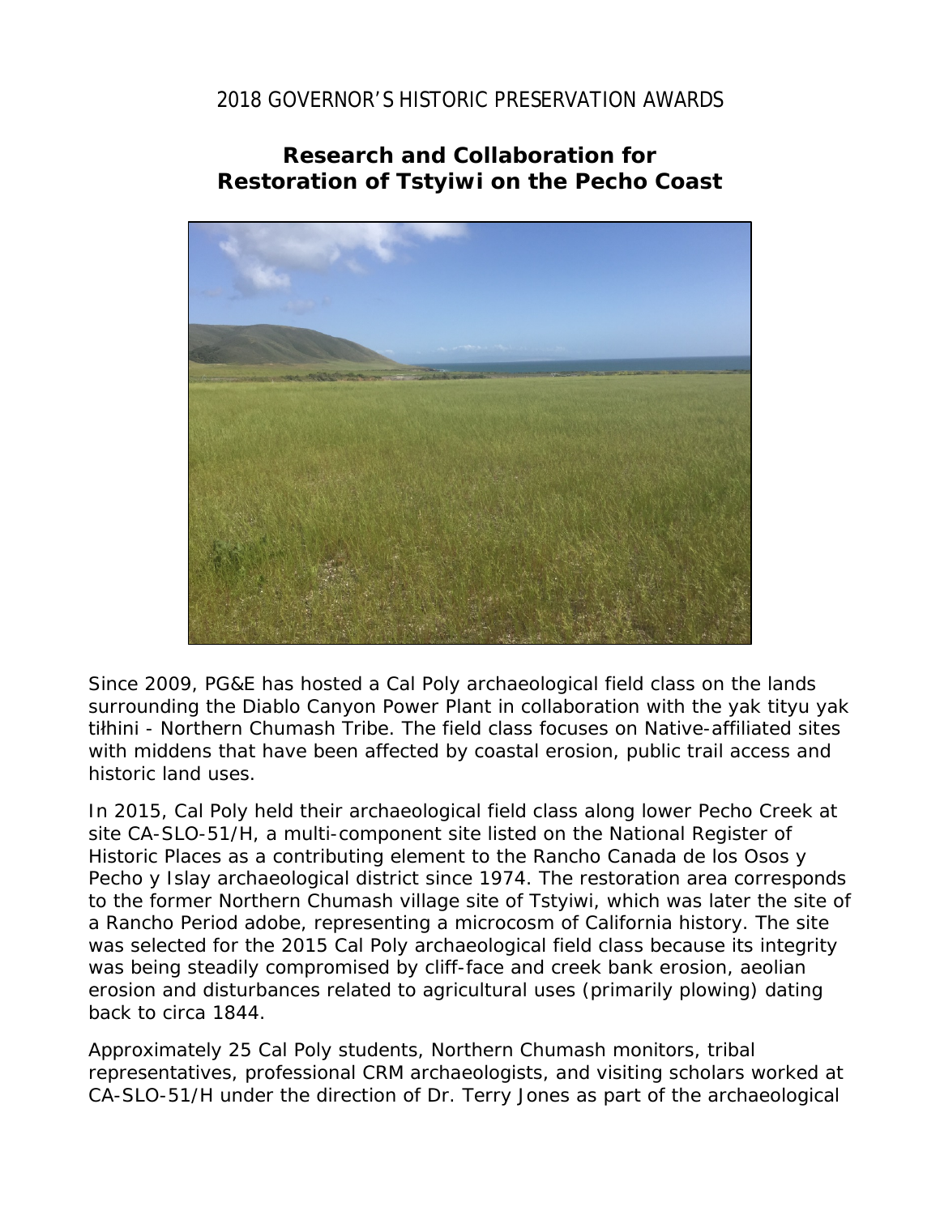2018 GOVERNOR'S HISTORIC PRESERVATION AWARDS

# Research and Collaboration for Restoration of Tstyiwi on the Pecho Coast

Since 2009, PG&E has hosted a Cal Poly archaeological field class on the lands surrounding the Diablo Canyon Power Plant in collaboration with the yak tityu yak tiłhini - Northern Chumash Tribe. The field class focuses on Native-affiliated sites with middens that have been affected by coastal erosion, public trail access and historic land uses.

In 2015, Cal Poly held their archaeological field class along lower Pecho Creek at site CA-SLO-51/H, a multi-component site listed on the National Register of Historic Places as a contributing element to the Rancho Canada de los Osos y Pecho y Islay archaeological district since 1974. The restoration area corresponds to the former Northern Chumash village site of Tstyiwi, which was later the site of a Rancho Period adobe, representing a microcosm of California history. The site was selected for the 2015 Cal Poly archaeological field class because its integrity was being steadily compromised by cliff-face and creek bank erosion, aeolian erosion and disturbances related to agricultural uses (primarily plowing) dating back to circa 1844.

Approximately 25 Cal Poly students, Northern Chumash monitors, tribal representatives, professional CRM archaeologists, and visiting scholars worked at CA-SLO-51/H under the direction of Dr. Terry Jones as part of the archaeological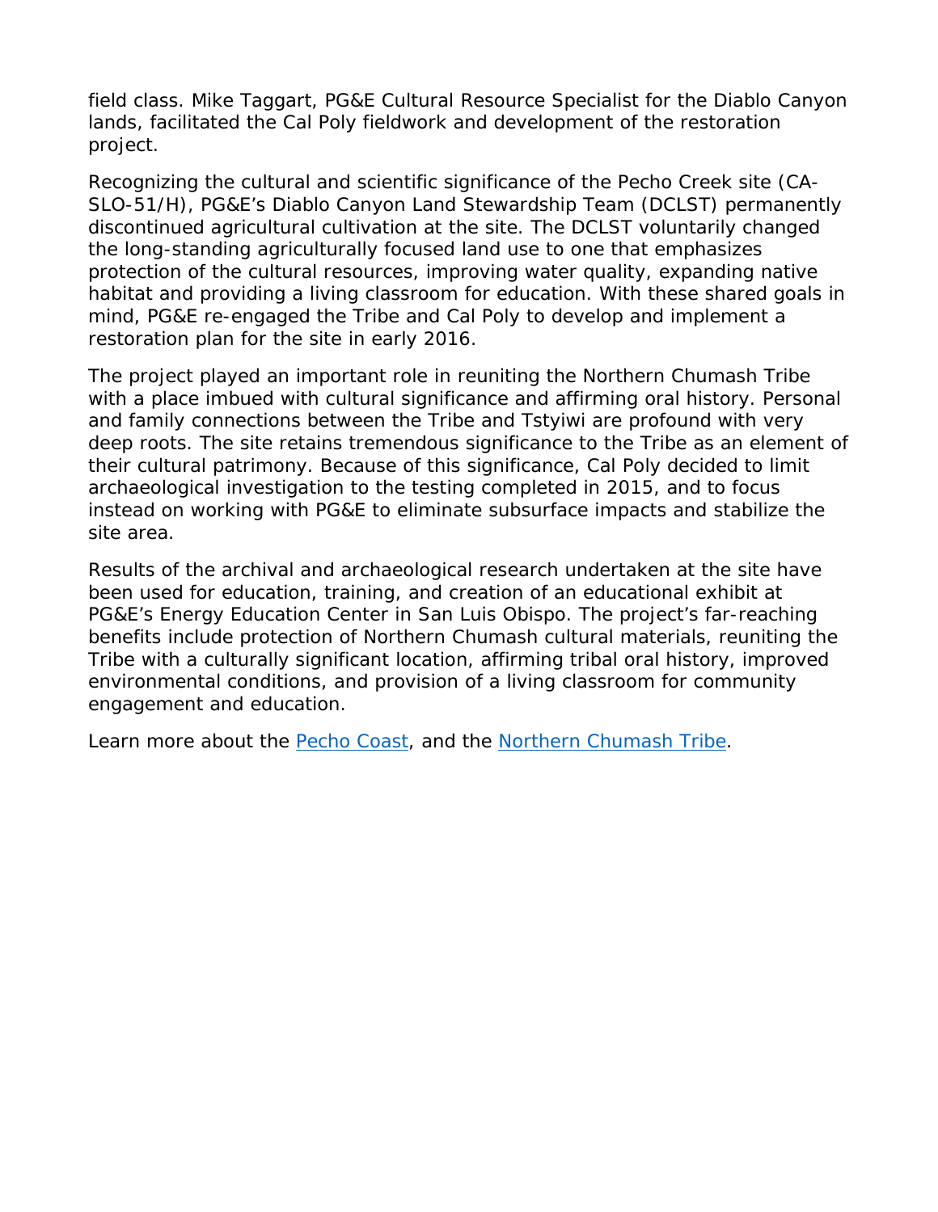field class. Mike Taggart, PG&E Cultural Resource Specialist for the Diablo Canyon lands, facilitated the Cal Poly fieldwork and development of the restoration project.

Recognizing the cultural and scientific significance of the Pecho Creek site (CA-SLO-51/H), PG&E's Diablo Canyon Land Stewardship Team (DCLST) permanently discontinued agricultural cultivation at the site. The DCLST voluntarily changed the long-standing agriculturally focused land use to one that emphasizes protection of the cultural resources, improving water quality, expanding native habitat and providing a living classroom for education. With these shared goals in mind, PG&E re-engaged the Tribe and Cal Poly to develop and implement a restoration plan for the site in early 2016.

The project played an important role in reuniting the Northern Chumash Tribe with a place imbued with cultural significance and affirming oral history. Personal and family connections between the Tribe and Tstyiwi are profound with very deep roots. The site retains tremendous significance to the Tribe as an element of their cultural patrimony. Because of this significance, Cal Poly decided to limit archaeological investigation to the testing completed in 2015, and to focus instead on working with PG&E to eliminate subsurface impacts and stabilize the site area.

Results of the archival and archaeological research undertaken at the site have been used for education, training, and creation of an educational exhibit at PG&E's Energy Education Center in San Luis Obispo. The project's far-reaching benefits include protection of Northern Chumash cultural materials, reuniting the Tribe with a culturally significant location, affirming tribal oral history, improved environmental conditions, and provision of a living classroom for community engagement and education.

Learn more about the Pecho Coast, and the Northern Chumash Tribe.